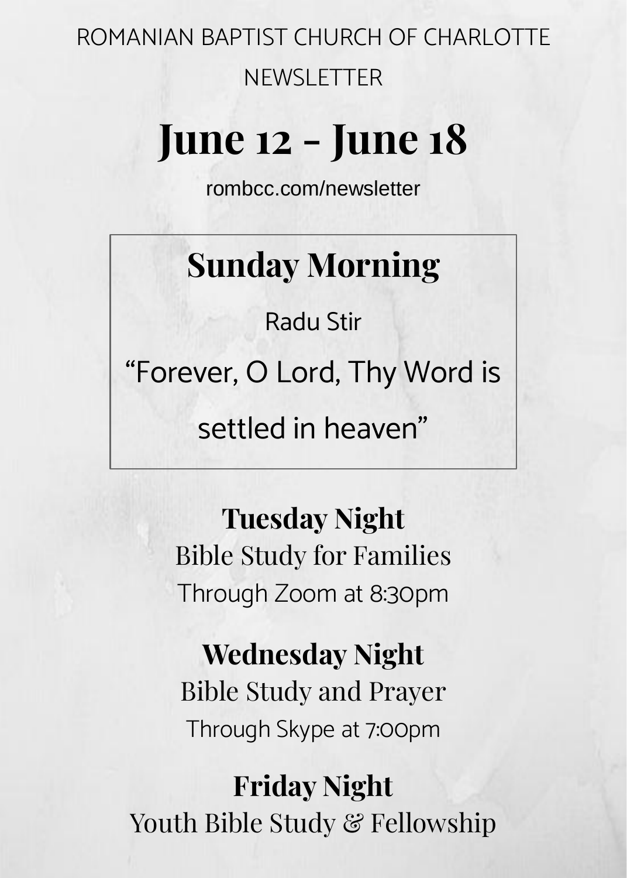ROMANIAN BAPTIST CHURCH OF CHARLOTTE NEWSLETTER

# June 12 - June 18

rombcc.com/newsletter

## Sunday Morning

Radu Stir

“Forever, O Lord, Thy Word is settled in heaven”

## Tuesday Night

Bible Study for Families

Through Zoom at 8:30pm

## Wednesday Night

Bible Study and Prayer

Through Skype at 7:00pm

## Friday Night

Youth Bible Study & Fellowship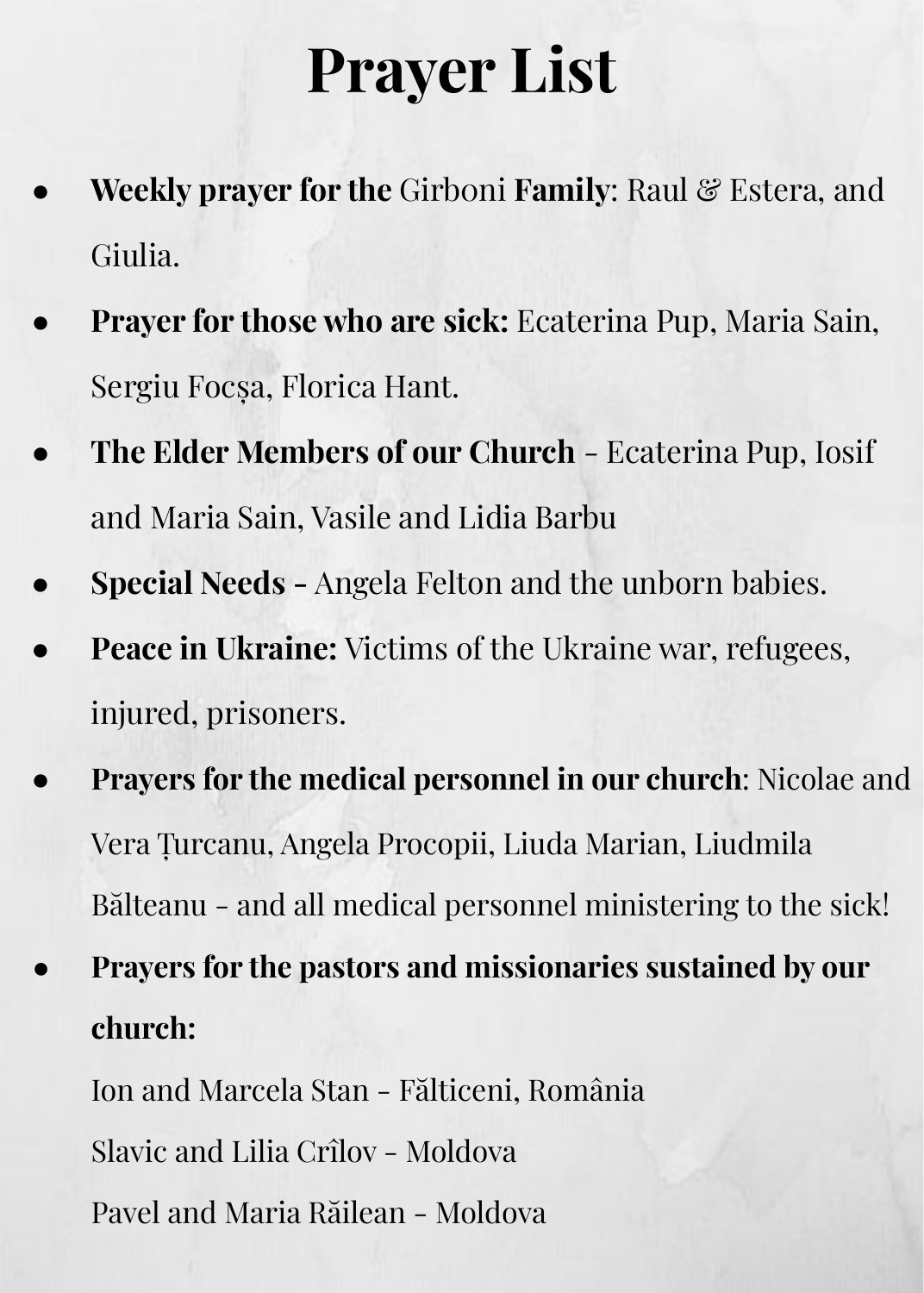# Prayer List

- **Weekly prayer for the** Girboni **Family**: Raul & Estera, and Giulia.
- **Prayer for those who are sick:** Ecaterina Pup, Maria Sain, Sergiu Focșa, Florica Hant.
- **The Elder Members of our Church** - Ecaterina Pup, Iosif and Maria Sain, Vasile and Lidia Barbu
- **Special Needs -** Angela Felton and the unborn babies.
- **Peace in Ukraine:** Victims of the Ukraine war, refugees, injured, prisoners.
- **Prayers for the medical personnel in our church**: Nicolae and Vera Țurcanu, Angela Procopii, Liuda Marian, Liudmila Bălteanu - and all medical personnel ministering to the sick!
- **Prayers for the pastors and missionaries sustained by our church:**

  Ion and Marcela Stan - Fălticeni, România

  Slavic and Lilia Crîlov - Moldova

  Pavel and Maria Răilean - Moldova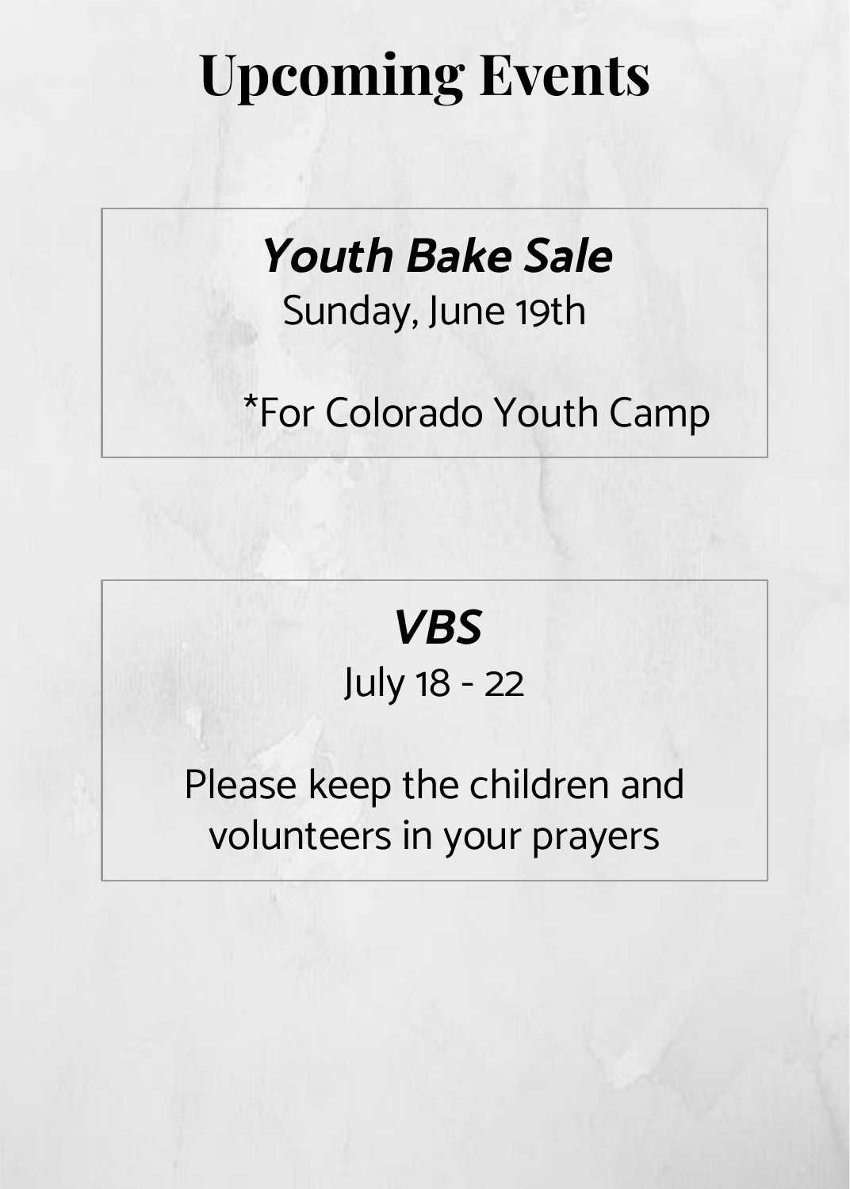# Upcoming Events

***Youth Bake Sale***

Sunday, June 19th

*For Colorado Youth Camp

***VBS***

July 18 - 22

Please keep the children and volunteers in your prayers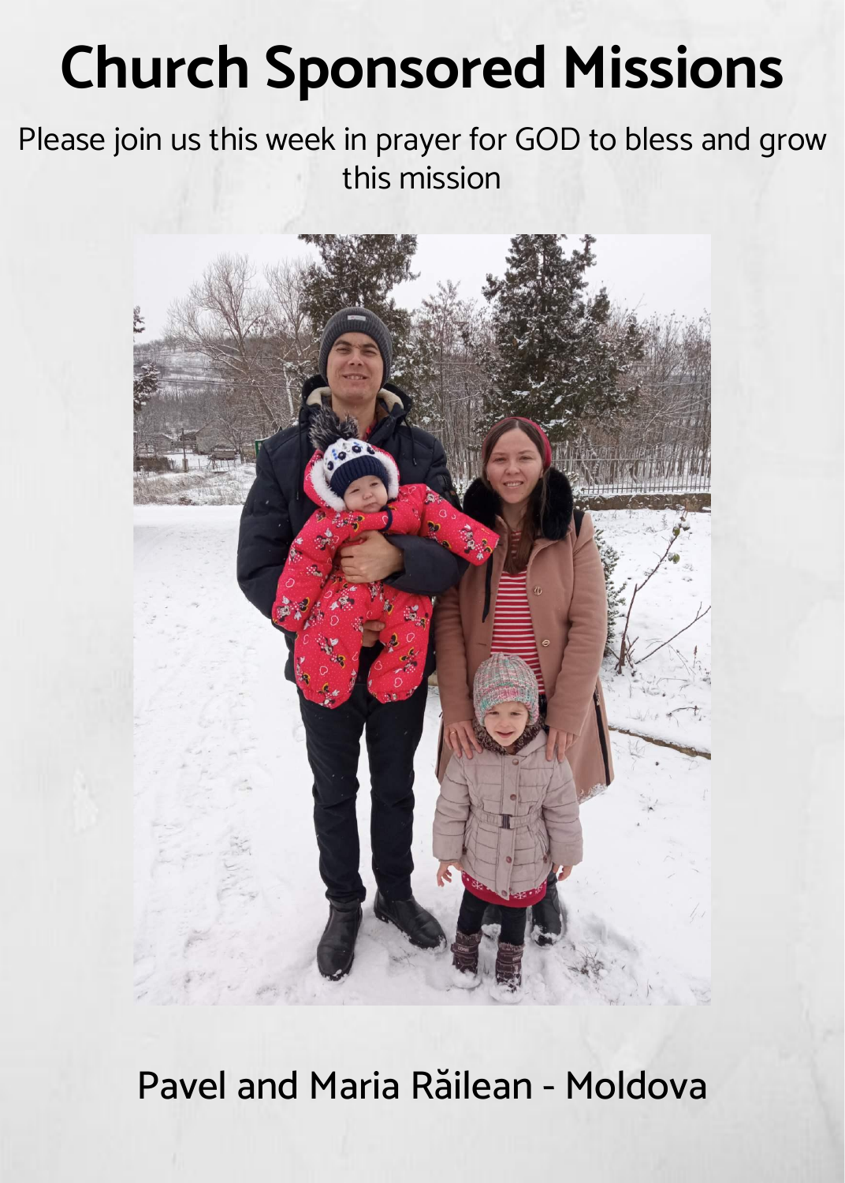# Church Sponsored Missions

Please join us this week in prayer for GOD to bless and grow this mission

Pavel and Maria Răilean - Moldova